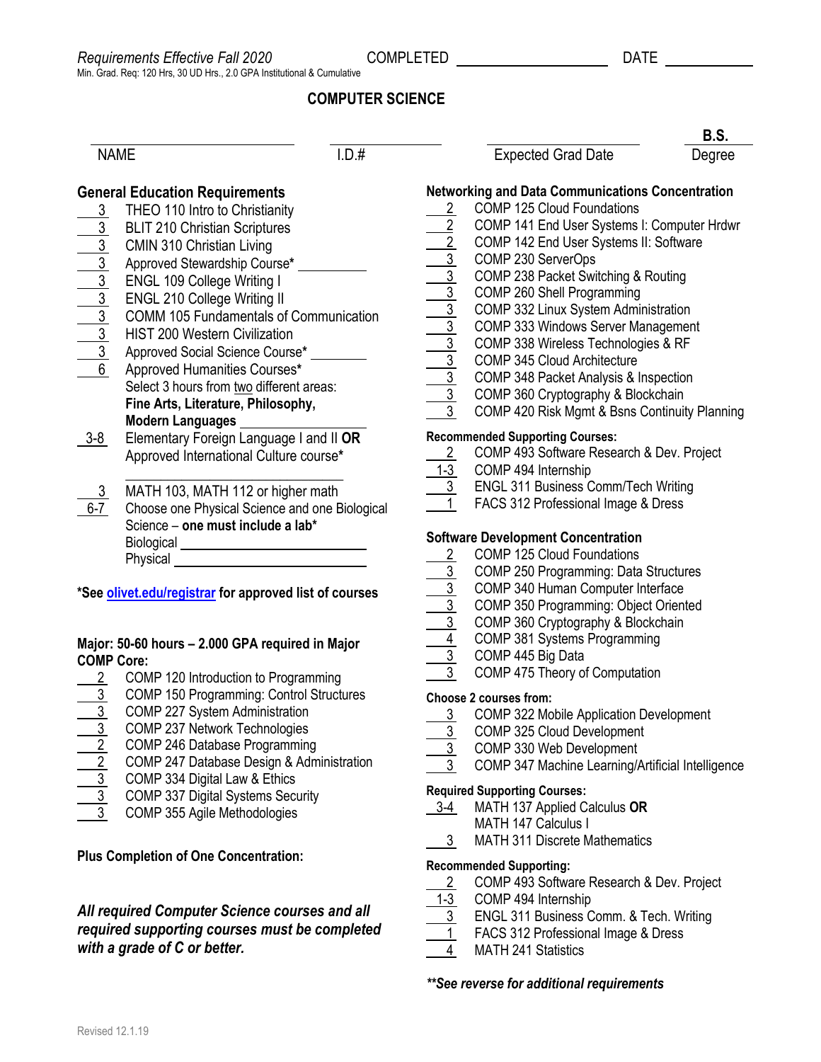*Requirements Effective Fall 2020* COMPLETED ________________ DATE __________

Min. Grad. Req: 120 Hrs, 30 UD Hrs., 2.0 GPA Institutional & Cumulative

# COMPUTER SCIENCE

| NAME | I.D.# | Expected Grad Date | **B.S.** Degree |
|---|---|---|---|
| | | | |

## General Education Requirements

| Hrs | Course |
|---|---|
| 3 | THEO 110 Intro to Christianity |
| 3 | BLIT 210 Christian Scriptures |
| 3 | CMIN 310 Christian Living |
| 3 | Approved Stewardship Course* __________ |
| 3 | ENGL 109 College Writing I |
| 3 | ENGL 210 College Writing II |
| 3 | COMM 105 Fundamentals of Communication |
| 3 | HIST 200 Western Civilization |
| 3 | Approved Social Science Course* __________ |
| 6 | Approved Humanities Courses* Select 3 hours from two different areas: **Fine Arts, Literature, Philosophy, Modern Languages** __________ |
| 3-8 | Elementary Foreign Language I and II **OR** Approved International Culture course* __________ |
| 3 | MATH 103, MATH 112 or higher math |
| 6-7 | Choose one Physical Science and one Biological Science – **one must include a lab*** Biological __________ Physical __________ |

**\*See olivet.edu/registrar for approved list of courses**

**Major: 50-60 hours – 2.000 GPA required in Major**

**COMP Core:**

| Hrs | Course |
|---|---|
| 2 | COMP 120 Introduction to Programming |
| 3 | COMP 150 Programming: Control Structures |
| 3 | COMP 227 System Administration |
| 3 | COMP 237 Network Technologies |
| 2 | COMP 246 Database Programming |
| 2 | COMP 247 Database Design & Administration |
| 3 | COMP 334 Digital Law & Ethics |
| 3 | COMP 337 Digital Systems Security |
| 3 | COMP 355 Agile Methodologies |

**Plus Completion of One Concentration:**

***All required Computer Science courses and all required supporting courses must be completed with a grade of C or better.***

## Networking and Data Communications Concentration

| Hrs | Course |
|---|---|
| 2 | COMP 125 Cloud Foundations |
| 2 | COMP 141 End User Systems I: Computer Hrdwr |
| 2 | COMP 142 End User Systems II: Software |
| 3 | COMP 230 ServerOps |
| 3 | COMP 238 Packet Switching & Routing |
| 3 | COMP 260 Shell Programming |
| 3 | COMP 332 Linux System Administration |
| 3 | COMP 333 Windows Server Management |
| 3 | COMP 338 Wireless Technologies & RF |
| 3 | COMP 345 Cloud Architecture |
| 3 | COMP 348 Packet Analysis & Inspection |
| 3 | COMP 360 Cryptography & Blockchain |
| 3 | COMP 420 Risk Mgmt & Bsns Continuity Planning |

**Recommended Supporting Courses:**

| Hrs | Course |
|---|---|
| 2 | COMP 493 Software Research & Dev. Project |
| 1-3 | COMP 494 Internship |
| 3 | ENGL 311 Business Comm/Tech Writing |
| 1 | FACS 312 Professional Image & Dress |

## Software Development Concentration

| Hrs | Course |
|---|---|
| 2 | COMP 125 Cloud Foundations |
| 3 | COMP 250 Programming: Data Structures |
| 3 | COMP 340 Human Computer Interface |
| 3 | COMP 350 Programming: Object Oriented |
| 3 | COMP 360 Cryptography & Blockchain |
| 4 | COMP 381 Systems Programming |
| 3 | COMP 445 Big Data |
| 3 | COMP 475 Theory of Computation |

**Choose 2 courses from:**

| Hrs | Course |
|---|---|
| 3 | COMP 322 Mobile Application Development |
| 3 | COMP 325 Cloud Development |
| 3 | COMP 330 Web Development |
| 3 | COMP 347 Machine Learning/Artificial Intelligence |

**Required Supporting Courses:**

| Hrs | Course |
|---|---|
| 3-4 | MATH 137 Applied Calculus **OR** MATH 147 Calculus I |
| 3 | MATH 311 Discrete Mathematics |

**Recommended Supporting:**

| Hrs | Course |
|---|---|
| 2 | COMP 493 Software Research & Dev. Project |
| 1-3 | COMP 494 Internship |
| 3 | ENGL 311 Business Comm. & Tech. Writing |
| 1 | FACS 312 Professional Image & Dress |
| 4 | MATH 241 Statistics |

***\*\*See reverse for additional requirements***

Revised 12.1.19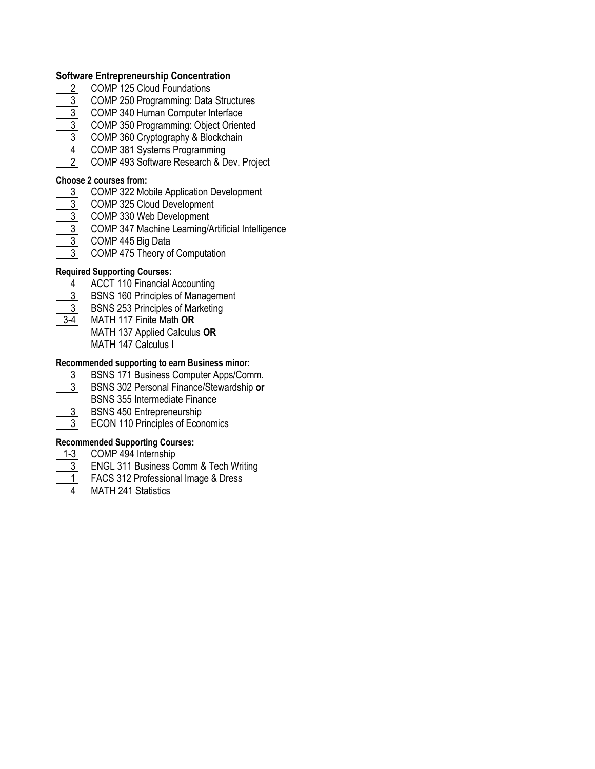**Software Entrepreneurship Concentration**

| | |
|---|---|
| 2 | COMP 125 Cloud Foundations |
| 3 | COMP 250 Programming: Data Structures |
| 3 | COMP 340 Human Computer Interface |
| 3 | COMP 350 Programming: Object Oriented |
| 3 | COMP 360 Cryptography & Blockchain |
| 4 | COMP 381 Systems Programming |
| 2 | COMP 493 Software Research & Dev. Project |

**Choose 2 courses from:**

| | |
|---|---|
| 3 | COMP 322 Mobile Application Development |
| 3 | COMP 325 Cloud Development |
| 3 | COMP 330 Web Development |
| 3 | COMP 347 Machine Learning/Artificial Intelligence |
| 3 | COMP 445 Big Data |
| 3 | COMP 475 Theory of Computation |

**Required Supporting Courses:**

| | |
|---|---|
| 4 | ACCT 110 Financial Accounting |
| 3 | BSNS 160 Principles of Management |
| 3 | BSNS 253 Principles of Marketing |
| 3-4 | MATH 117 Finite Math **OR** |
| | MATH 137 Applied Calculus **OR** |
| | MATH 147 Calculus I |

**Recommended supporting to earn Business minor:**

| | |
|---|---|
| 3 | BSNS 171 Business Computer Apps/Comm. |
| 3 | BSNS 302 Personal Finance/Stewardship **or** |
| | BSNS 355 Intermediate Finance |
| 3 | BSNS 450 Entrepreneurship |
| 3 | ECON 110 Principles of Economics |

**Recommended Supporting Courses:**

| | |
|---|---|
| 1-3 | COMP 494 Internship |
| 3 | ENGL 311 Business Comm & Tech Writing |
| 1 | FACS 312 Professional Image & Dress |
| 4 | MATH 241 Statistics |